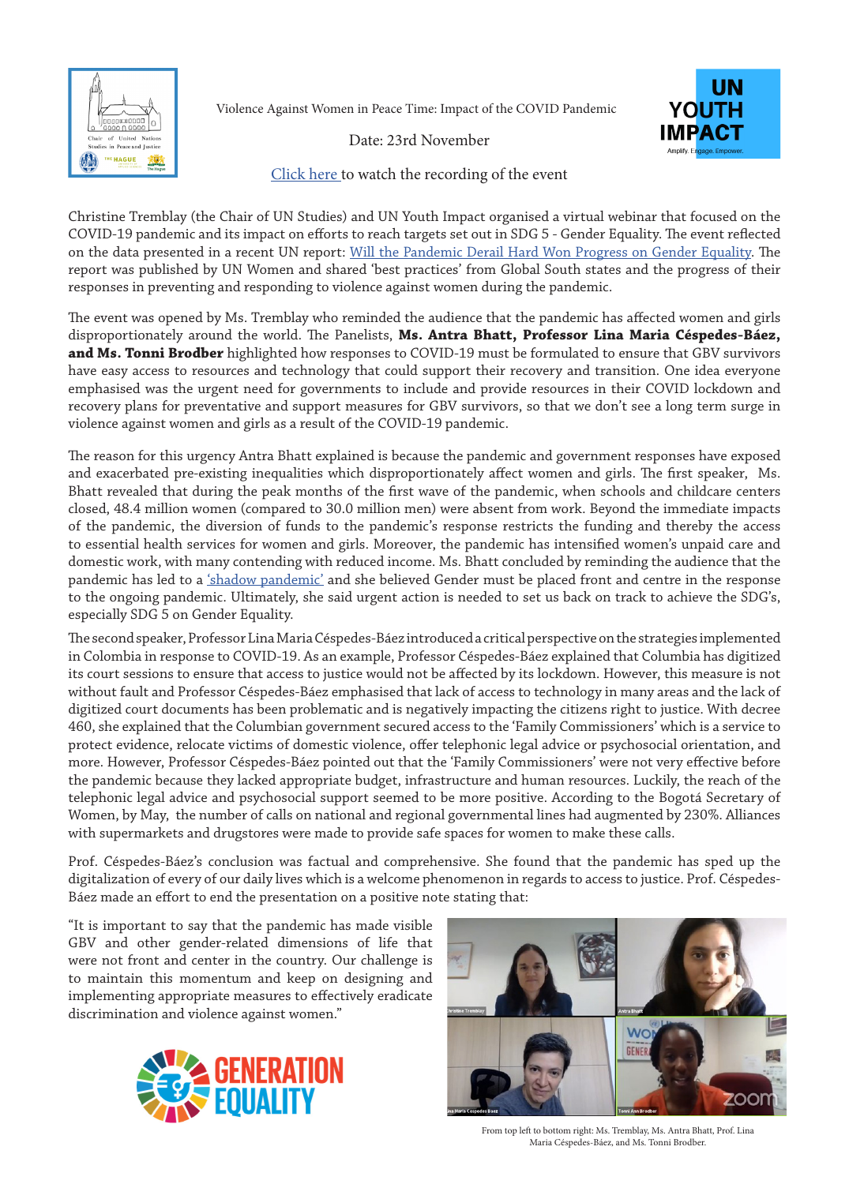Violence Against Women in Peace Time: Impact of the COVID Pandemic

Date: 23rd November

[Click here](#) to watch the recording of the event

Christine Tremblay (the Chair of UN Studies) and UN Youth Impact organised a virtual webinar that focused on the COVID-19 pandemic and its impact on efforts to reach targets set out in SDG 5 - Gender Equality. The event reflected on the data presented in a recent UN report: [Will the Pandemic Derail Hard Won Progress on Gender Equality](#). The report was published by UN Women and shared 'best practices' from Global South states and the progress of their responses in preventing and responding to violence against women during the pandemic.

The event was opened by Ms. Tremblay who reminded the audience that the pandemic has affected women and girls disproportionately around the world. The Panelists, **Ms. Antra Bhatt, Professor Lina Maria Céspedes-Báez, and Ms. Tonni Brodber** highlighted how responses to COVID-19 must be formulated to ensure that GBV survivors have easy access to resources and technology that could support their recovery and transition. One idea everyone emphasised was the urgent need for governments to include and provide resources in their COVID lockdown and recovery plans for preventative and support measures for GBV survivors, so that we don't see a long term surge in violence against women and girls as a result of the COVID-19 pandemic.

The reason for this urgency Antra Bhatt explained is because the pandemic and government responses have exposed and exacerbated pre-existing inequalities which disproportionately affect women and girls. The first speaker, Ms. Bhatt revealed that during the peak months of the first wave of the pandemic, when schools and childcare centers closed, 48.4 million women (compared to 30.0 million men) were absent from work. Beyond the immediate impacts of the pandemic, the diversion of funds to the pandemic's response restricts the funding and thereby the access to essential health services for women and girls. Moreover, the pandemic has intensified women's unpaid care and domestic work, with many contending with reduced income. Ms. Bhatt concluded by reminding the audience that the pandemic has led to a ['shadow pandemic'](#) and she believed Gender must be placed front and centre in the response to the ongoing pandemic. Ultimately, she said urgent action is needed to set us back on track to achieve the SDG's, especially SDG 5 on Gender Equality.

The second speaker, Professor Lina Maria Céspedes-Báez introduced a critical perspective on the strategies implemented in Colombia in response to COVID-19. As an example, Professor Céspedes-Báez explained that Columbia has digitized its court sessions to ensure that access to justice would not be affected by its lockdown. However, this measure is not without fault and Professor Céspedes-Báez emphasised that lack of access to technology in many areas and the lack of digitized court documents has been problematic and is negatively impacting the citizens right to justice. With decree 460, she explained that the Columbian government secured access to the 'Family Commissioners' which is a service to protect evidence, relocate victims of domestic violence, offer telephonic legal advice or psychosocial orientation, and more. However, Professor Céspedes-Báez pointed out that the 'Family Commissioners' were not very effective before the pandemic because they lacked appropriate budget, infrastructure and human resources. Luckily, the reach of the telephonic legal advice and psychosocial support seemed to be more positive. According to the Bogotá Secretary of Women, by May, the number of calls on national and regional governmental lines had augmented by 230%. Alliances with supermarkets and drugstores were made to provide safe spaces for women to make these calls.

Prof. Céspedes-Báez's conclusion was factual and comprehensive. She found that the pandemic has sped up the digitalization of every of our daily lives which is a welcome phenomenon in regards to access to justice. Prof. Céspedes-Báez made an effort to end the presentation on a positive note stating that:

"It is important to say that the pandemic has made visible GBV and other gender-related dimensions of life that were not front and center in the country. Our challenge is to maintain this momentum and keep on designing and implementing appropriate measures to effectively eradicate discrimination and violence against women."

From top left to bottom right: Ms. Tremblay, Ms. Antra Bhatt, Prof. Lina Maria Céspedes-Báez, and Ms. Tonni Brodber.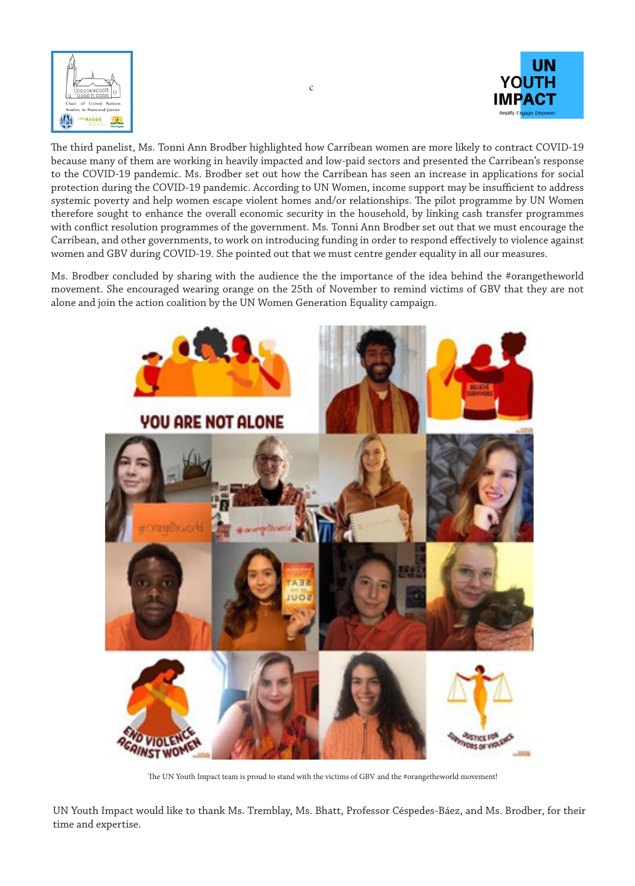The third panelist, Ms. Tonni Ann Brodber highlighted how Carribean women are more likely to contract COVID-19 because many of them are working in heavily impacted and low-paid sectors and presented the Carribean's response to the COVID-19 pandemic. Ms. Brodber set out how the Carribean has seen an increase in applications for social protection during the COVID-19 pandemic. According to UN Women, income support may be insufficient to address systemic poverty and help women escape violent homes and/or relationships. The pilot programme by UN Women therefore sought to enhance the overall economic security in the household, by linking cash transfer programmes with conflict resolution programmes of the government. Ms. Tonni Ann Brodber set out that we must encourage the Carribean, and other governments, to work on introducing funding in order to respond effectively to violence against women and GBV during COVID-19. She pointed out that we must centre gender equality in all our measures.

Ms. Brodber concluded by sharing with the audience the the importance of the idea behind the #orangetheworld movement. She encouraged wearing orange on the 25th of November to remind victims of GBV that they are not alone and join the action coalition by the UN Women Generation Equality campaign.

The UN Youth Impact team is proud to stand with the victims of GBV and the #orangetheworld movement!

UN Youth Impact would like to thank Ms. Tremblay, Ms. Bhatt, Professor Céspedes-Báez, and Ms. Brodber, for their time and expertise.